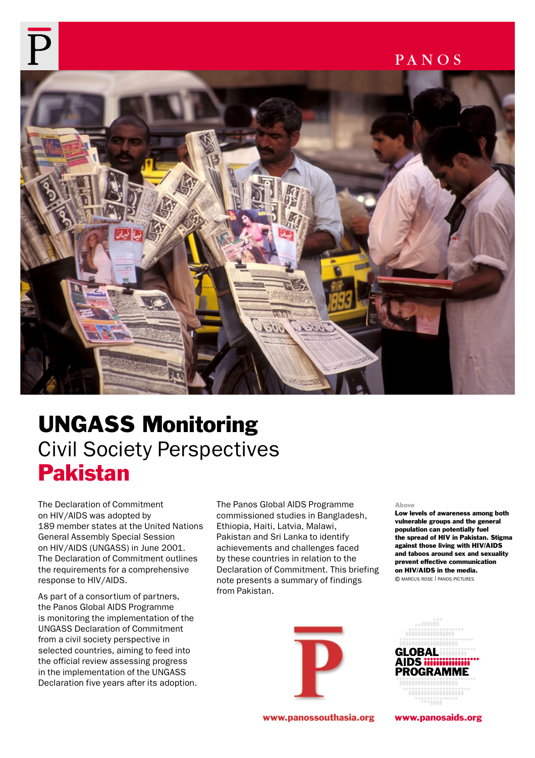PANOS

# UNGASS Monitoring
## Civil Society Perspectives
## Pakistan

The Declaration of Commitment on HIV/AIDS was adopted by 189 member states at the United Nations General Assembly Special Session on HIV/AIDS (UNGASS) in June 2001. The Declaration of Commitment outlines the requirements for a comprehensive response to HIV/AIDS.

As part of a consortium of partners, the Panos Global AIDS Programme is monitoring the implementation of the UNGASS Declaration of Commitment from a civil society perspective in selected countries, aiming to feed into the official review assessing progress in the implementation of the UNGASS Declaration five years after its adoption.

The Panos Global AIDS Programme commissioned studies in Bangladesh, Ethiopia, Haiti, Latvia, Malawi, Pakistan and Sri Lanka to identify achievements and challenges faced by these countries in relation to the Declaration of Commitment. This briefing note presents a summary of findings from Pakistan.

Above

**Low levels of awareness among both vulnerable groups and the general population can potentially fuel the spread of HIV in Pakistan. Stigma against those living with HIV/AIDS and taboos around sex and sexuality prevent effective communication on HIV/AIDS in the media.**

© MARCUS ROSE | PANOS PICTURES

GLOBAL AIDS PROGRAMME

www.panossouthasia.org

www.panosaids.org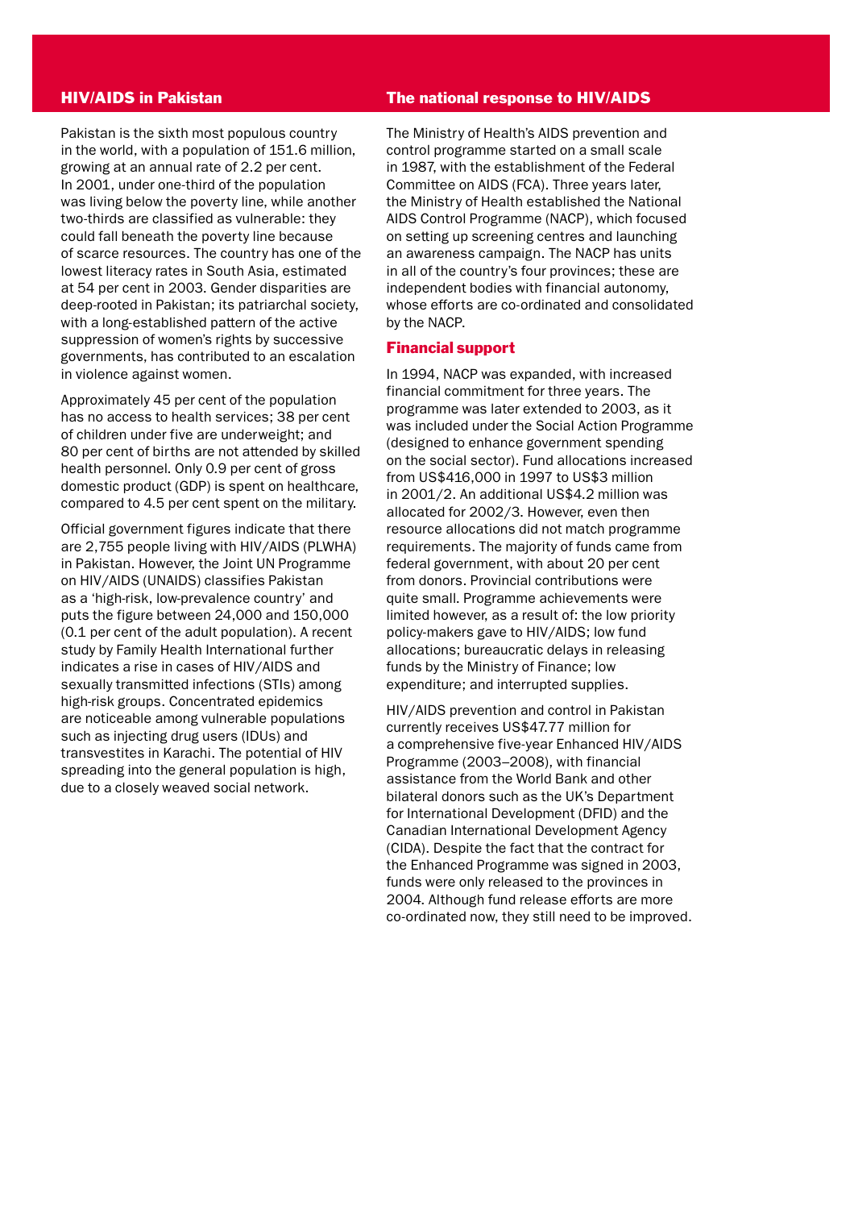## HIV/AIDS in Pakistan

Pakistan is the sixth most populous country in the world, with a population of 151.6 million, growing at an annual rate of 2.2 per cent. In 2001, under one-third of the population was living below the poverty line, while another two-thirds are classified as vulnerable: they could fall beneath the poverty line because of scarce resources. The country has one of the lowest literacy rates in South Asia, estimated at 54 per cent in 2003. Gender disparities are deep-rooted in Pakistan; its patriarchal society, with a long-established pattern of the active suppression of women's rights by successive governments, has contributed to an escalation in violence against women.

Approximately 45 per cent of the population has no access to health services; 38 per cent of children under five are underweight; and 80 per cent of births are not attended by skilled health personnel. Only 0.9 per cent of gross domestic product (GDP) is spent on healthcare, compared to 4.5 per cent spent on the military.

Official government figures indicate that there are 2,755 people living with HIV/AIDS (PLWHA) in Pakistan. However, the Joint UN Programme on HIV/AIDS (UNAIDS) classifies Pakistan as a 'high-risk, low-prevalence country' and puts the figure between 24,000 and 150,000 (0.1 per cent of the adult population). A recent study by Family Health International further indicates a rise in cases of HIV/AIDS and sexually transmitted infections (STIs) among high-risk groups. Concentrated epidemics are noticeable among vulnerable populations such as injecting drug users (IDUs) and transvestites in Karachi. The potential of HIV spreading into the general population is high, due to a closely weaved social network.

## The national response to HIV/AIDS

The Ministry of Health's AIDS prevention and control programme started on a small scale in 1987, with the establishment of the Federal Committee on AIDS (FCA). Three years later, the Ministry of Health established the National AIDS Control Programme (NACP), which focused on setting up screening centres and launching an awareness campaign. The NACP has units in all of the country's four provinces; these are independent bodies with financial autonomy, whose efforts are co-ordinated and consolidated by the NACP.

### Financial support

In 1994, NACP was expanded, with increased financial commitment for three years. The programme was later extended to 2003, as it was included under the Social Action Programme (designed to enhance government spending on the social sector). Fund allocations increased from US$416,000 in 1997 to US$3 million in 2001/2. An additional US$4.2 million was allocated for 2002/3. However, even then resource allocations did not match programme requirements. The majority of funds came from federal government, with about 20 per cent from donors. Provincial contributions were quite small. Programme achievements were limited however, as a result of: the low priority policy-makers gave to HIV/AIDS; low fund allocations; bureaucratic delays in releasing funds by the Ministry of Finance; low expenditure; and interrupted supplies.

HIV/AIDS prevention and control in Pakistan currently receives US$47.77 million for a comprehensive five-year Enhanced HIV/AIDS Programme (2003–2008), with financial assistance from the World Bank and other bilateral donors such as the UK's Department for International Development (DFID) and the Canadian International Development Agency (CIDA). Despite the fact that the contract for the Enhanced Programme was signed in 2003, funds were only released to the provinces in 2004. Although fund release efforts are more co-ordinated now, they still need to be improved.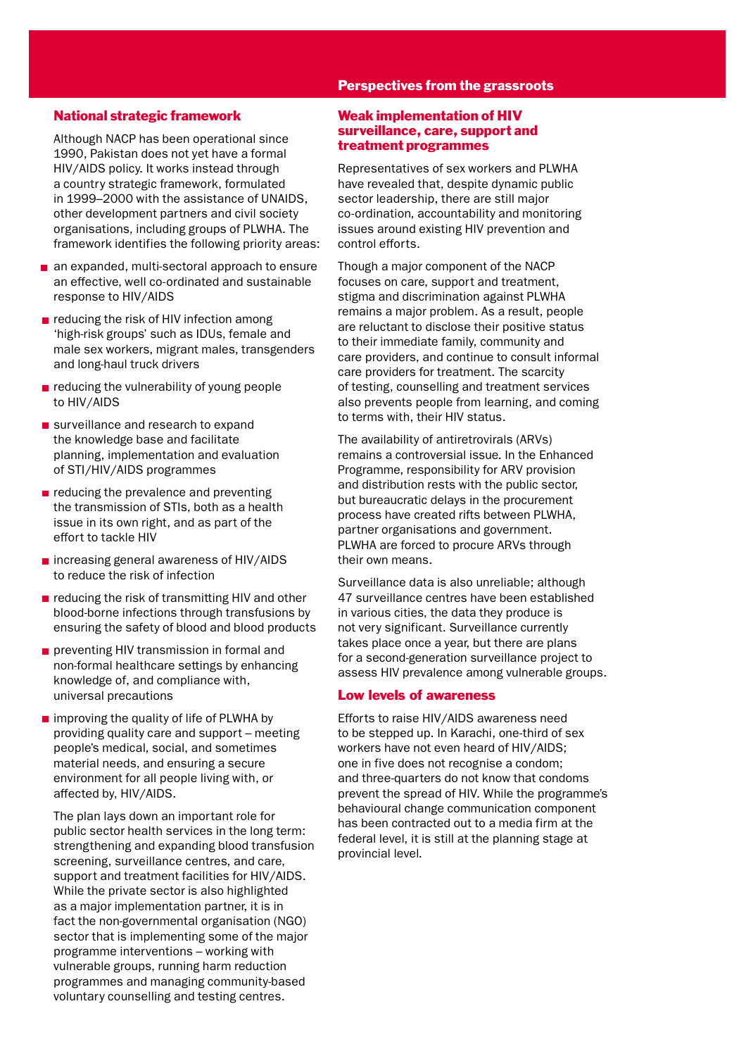## National strategic framework

Although NACP has been operational since 1990, Pakistan does not yet have a formal HIV/AIDS policy. It works instead through a country strategic framework, formulated in 1999–2000 with the assistance of UNAIDS, other development partners and civil society organisations, including groups of PLWHA. The framework identifies the following priority areas:

- an expanded, multi-sectoral approach to ensure an effective, well co-ordinated and sustainable response to HIV/AIDS
- reducing the risk of HIV infection among 'high-risk groups' such as IDUs, female and male sex workers, migrant males, transgenders and long-haul truck drivers
- reducing the vulnerability of young people to HIV/AIDS
- surveillance and research to expand the knowledge base and facilitate planning, implementation and evaluation of STI/HIV/AIDS programmes
- reducing the prevalence and preventing the transmission of STIs, both as a health issue in its own right, and as part of the effort to tackle HIV
- increasing general awareness of HIV/AIDS to reduce the risk of infection
- reducing the risk of transmitting HIV and other blood-borne infections through transfusions by ensuring the safety of blood and blood products
- preventing HIV transmission in formal and non-formal healthcare settings by enhancing knowledge of, and compliance with, universal precautions
- improving the quality of life of PLWHA by providing quality care and support – meeting people's medical, social, and sometimes material needs, and ensuring a secure environment for all people living with, or affected by, HIV/AIDS.

The plan lays down an important role for public sector health services in the long term: strengthening and expanding blood transfusion screening, surveillance centres, and care, support and treatment facilities for HIV/AIDS. While the private sector is also highlighted as a major implementation partner, it is in fact the non-governmental organisation (NGO) sector that is implementing some of the major programme interventions – working with vulnerable groups, running harm reduction programmes and managing community-based voluntary counselling and testing centres.

# Perspectives from the grassroots

## Weak implementation of HIV surveillance, care, support and treatment programmes

Representatives of sex workers and PLWHA have revealed that, despite dynamic public sector leadership, there are still major co-ordination, accountability and monitoring issues around existing HIV prevention and control efforts.

Though a major component of the NACP focuses on care, support and treatment, stigma and discrimination against PLWHA remains a major problem. As a result, people are reluctant to disclose their positive status to their immediate family, community and care providers, and continue to consult informal care providers for treatment. The scarcity of testing, counselling and treatment services also prevents people from learning, and coming to terms with, their HIV status.

The availability of antiretrovirals (ARVs) remains a controversial issue. In the Enhanced Programme, responsibility for ARV provision and distribution rests with the public sector, but bureaucratic delays in the procurement process have created rifts between PLWHA, partner organisations and government. PLWHA are forced to procure ARVs through their own means.

Surveillance data is also unreliable; although 47 surveillance centres have been established in various cities, the data they produce is not very significant. Surveillance currently takes place once a year, but there are plans for a second-generation surveillance project to assess HIV prevalence among vulnerable groups.

## Low levels of awareness

Efforts to raise HIV/AIDS awareness need to be stepped up. In Karachi, one-third of sex workers have not even heard of HIV/AIDS; one in five does not recognise a condom; and three-quarters do not know that condoms prevent the spread of HIV. While the programme's behavioural change communication component has been contracted out to a media firm at the federal level, it is still at the planning stage at provincial level.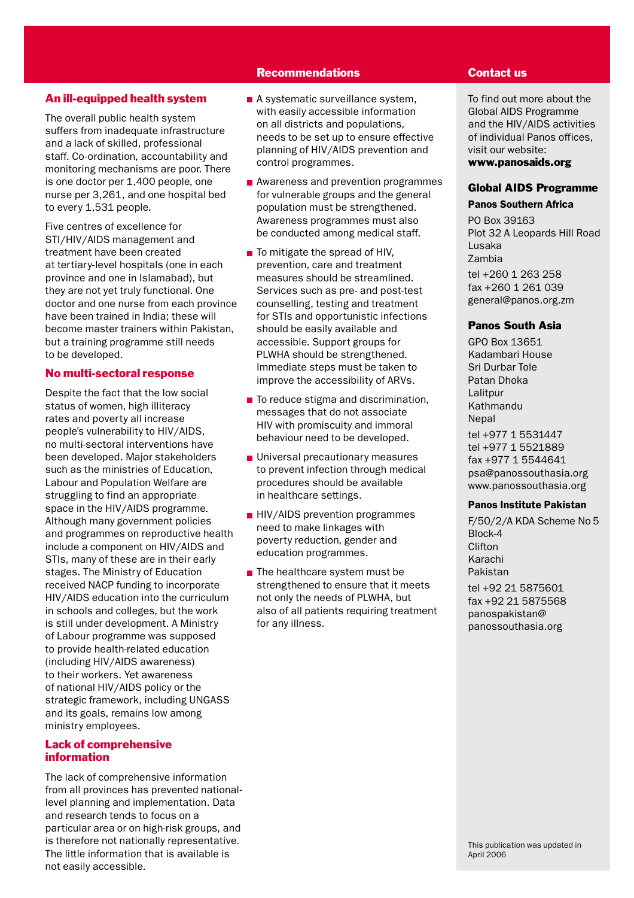## An ill-equipped health system

The overall public health system suffers from inadequate infrastructure and a lack of skilled, professional staff. Co-ordination, accountability and monitoring mechanisms are poor. There is one doctor per 1,400 people, one nurse per 3,261, and one hospital bed to every 1,531 people.

Five centres of excellence for STI/HIV/AIDS management and treatment have been created at tertiary-level hospitals (one in each province and one in Islamabad), but they are not yet truly functional. One doctor and one nurse from each province have been trained in India; these will become master trainers within Pakistan, but a training programme still needs to be developed.

## No multi-sectoral response

Despite the fact that the low social status of women, high illiteracy rates and poverty all increase people's vulnerability to HIV/AIDS, no multi-sectoral interventions have been developed. Major stakeholders such as the ministries of Education, Labour and Population Welfare are struggling to find an appropriate space in the HIV/AIDS programme. Although many government policies and programmes on reproductive health include a component on HIV/AIDS and STIs, many of these are in their early stages. The Ministry of Education received NACP funding to incorporate HIV/AIDS education into the curriculum in schools and colleges, but the work is still under development. A Ministry of Labour programme was supposed to provide health-related education (including HIV/AIDS awareness) to their workers. Yet awareness of national HIV/AIDS policy or the strategic framework, including UNGASS and its goals, remains low among ministry employees.

## Lack of comprehensive information

The lack of comprehensive information from all provinces has prevented national-level planning and implementation. Data and research tends to focus on a particular area or on high-risk groups, and is therefore not nationally representative. The little information that is available is not easily accessible.

## Recommendations

- A systematic surveillance system, with easily accessible information on all districts and populations, needs to be set up to ensure effective planning of HIV/AIDS prevention and control programmes.
- Awareness and prevention programmes for vulnerable groups and the general population must be strengthened. Awareness programmes must also be conducted among medical staff.
- To mitigate the spread of HIV, prevention, care and treatment measures should be streamlined. Services such as pre- and post-test counselling, testing and treatment for STIs and opportunistic infections should be easily available and accessible. Support groups for PLWHA should be strengthened. Immediate steps must be taken to improve the accessibility of ARVs.
- To reduce stigma and discrimination, messages that do not associate HIV with promiscuity and immoral behaviour need to be developed.
- Universal precautionary measures to prevent infection through medical procedures should be available in healthcare settings.
- HIV/AIDS prevention programmes need to make linkages with poverty reduction, gender and education programmes.
- The healthcare system must be strengthened to ensure that it meets not only the needs of PLWHA, but also of all patients requiring treatment for any illness.

## Contact us

To find out more about the Global AIDS Programme and the HIV/AIDS activities of individual Panos offices, visit our website: **www.panosaids.org**

### Global AIDS Programme

**Panos Southern Africa**

PO Box 39163
Plot 32 A Leopards Hill Road
Lusaka
Zambia

tel +260 1 263 258
fax +260 1 261 039
general@panos.org.zm

### Panos South Asia

GPO Box 13651
Kadambari House
Sri Durbar Tole
Patan Dhoka
Lalitpur
Kathmandu
Nepal

tel +977 1 5531447
tel +977 1 5521889
fax +977 1 5544641
psa@panossouthasia.org
www.panossouthasia.org

**Panos Institute Pakistan**

F/50/2/A KDA Scheme No 5
Block-4
Clifton
Karachi
Pakistan

tel +92 21 5875601
fax +92 21 5875568
panospakistan@panossouthasia.org

This publication was updated in April 2006